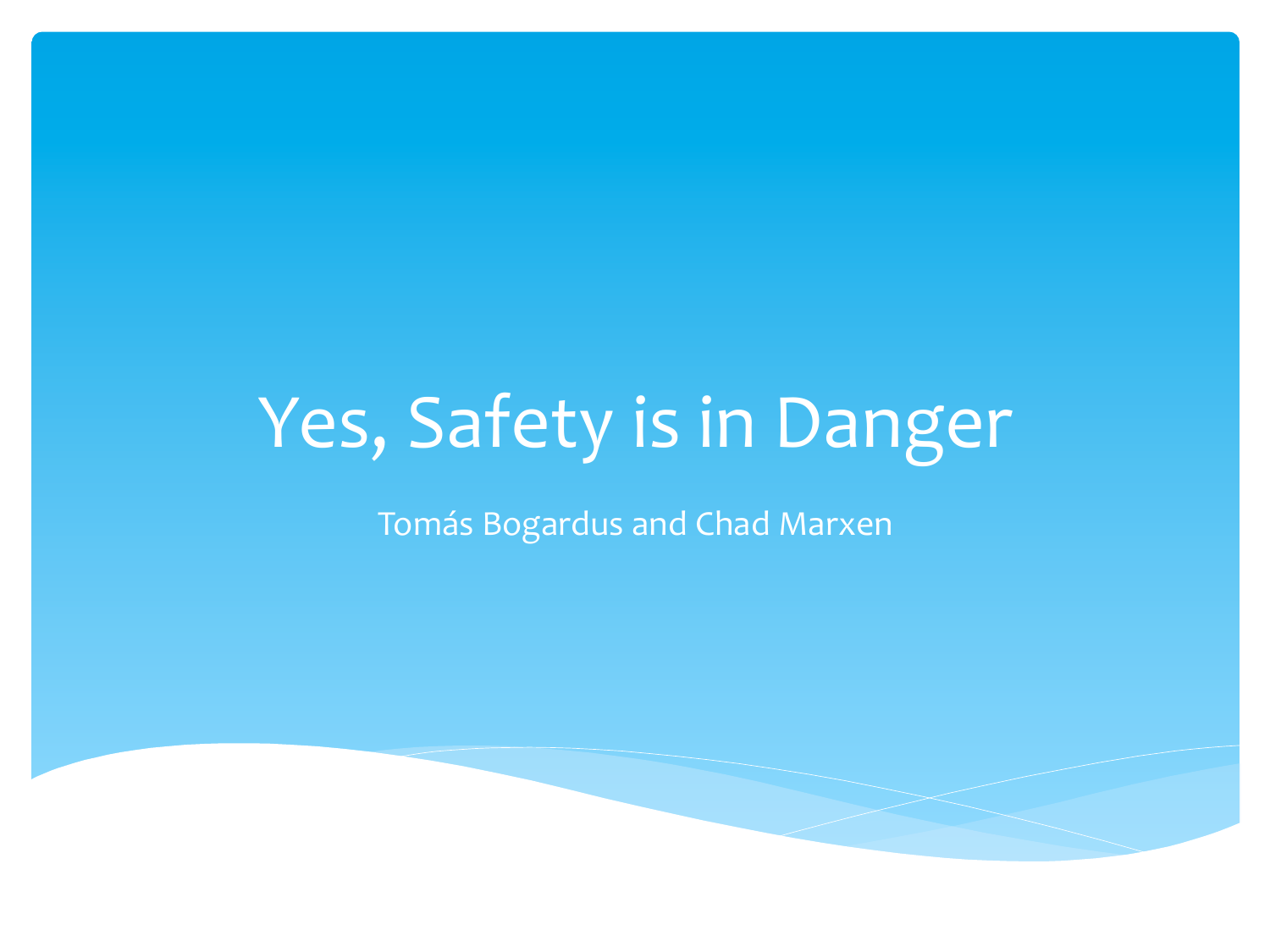# Yes, Safety is in Danger

Tomás Bogardus and Chad Marxen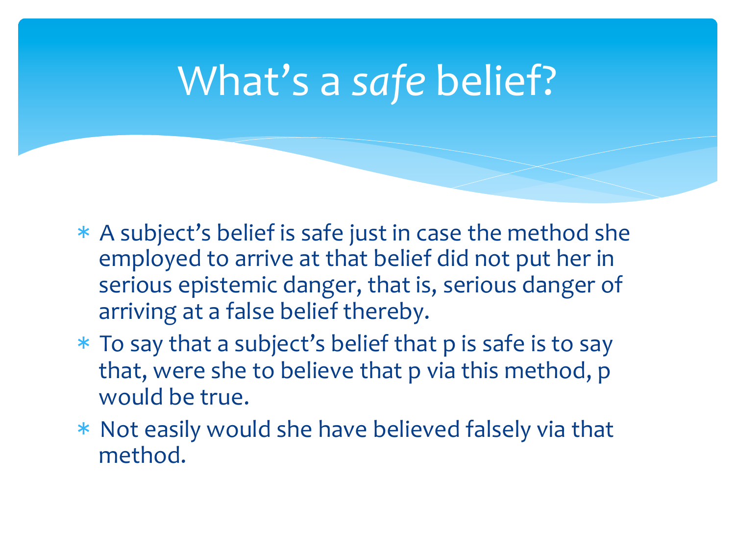# What's a *safe* belief?

- A subject's belief is safe just in case the method she employed to arrive at that belief did not put her in serious epistemic danger, that is, serious danger of arriving at a false belief thereby.
- To say that a subject's belief that p is safe is to say that, were she to believe that p via this method, p would be true.
- Not easily would she have believed falsely via that method.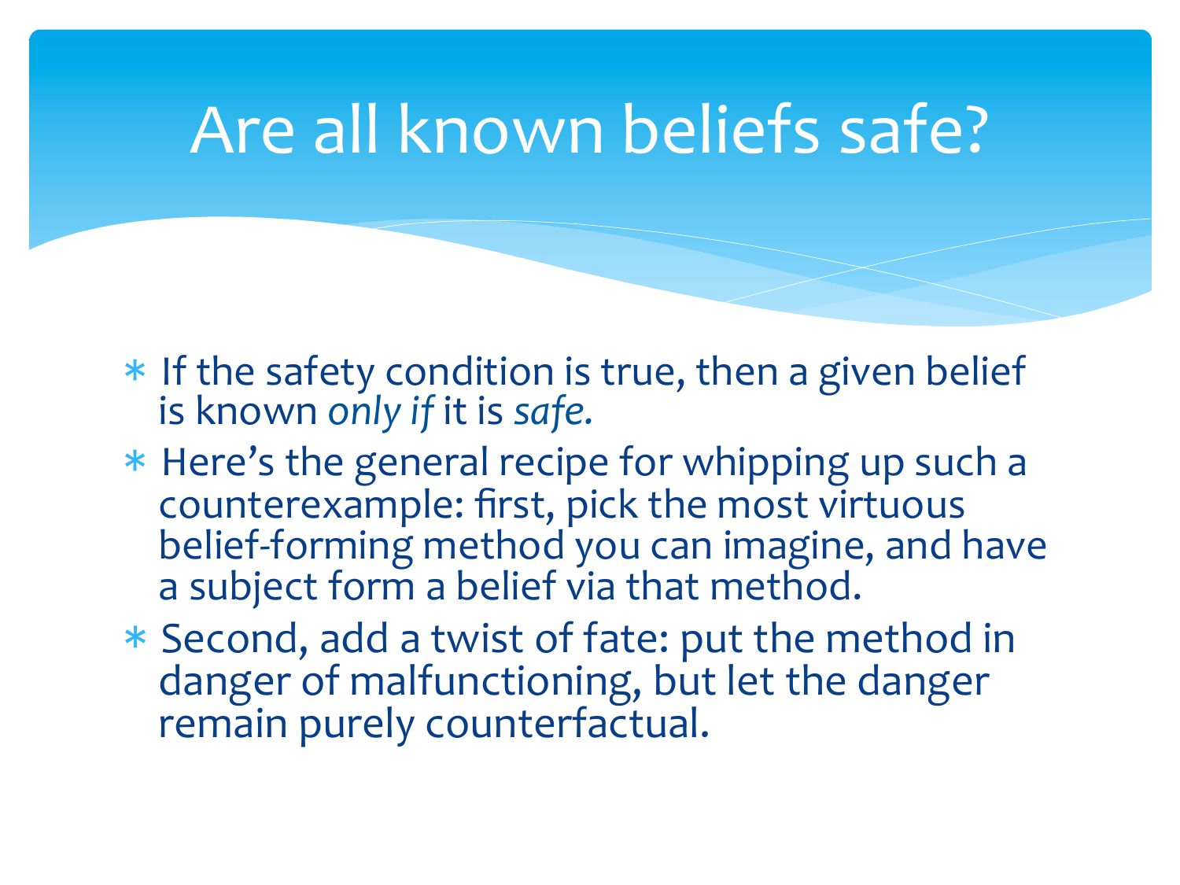# Are all known beliefs safe?

- If the safety condition is true, then a given belief is known *only if* it is *safe.*
- Here's the general recipe for whipping up such a counterexample: first, pick the most virtuous belief-forming method you can imagine, and have a subject form a belief via that method.
- Second, add a twist of fate: put the method in danger of malfunctioning, but let the danger remain purely counterfactual.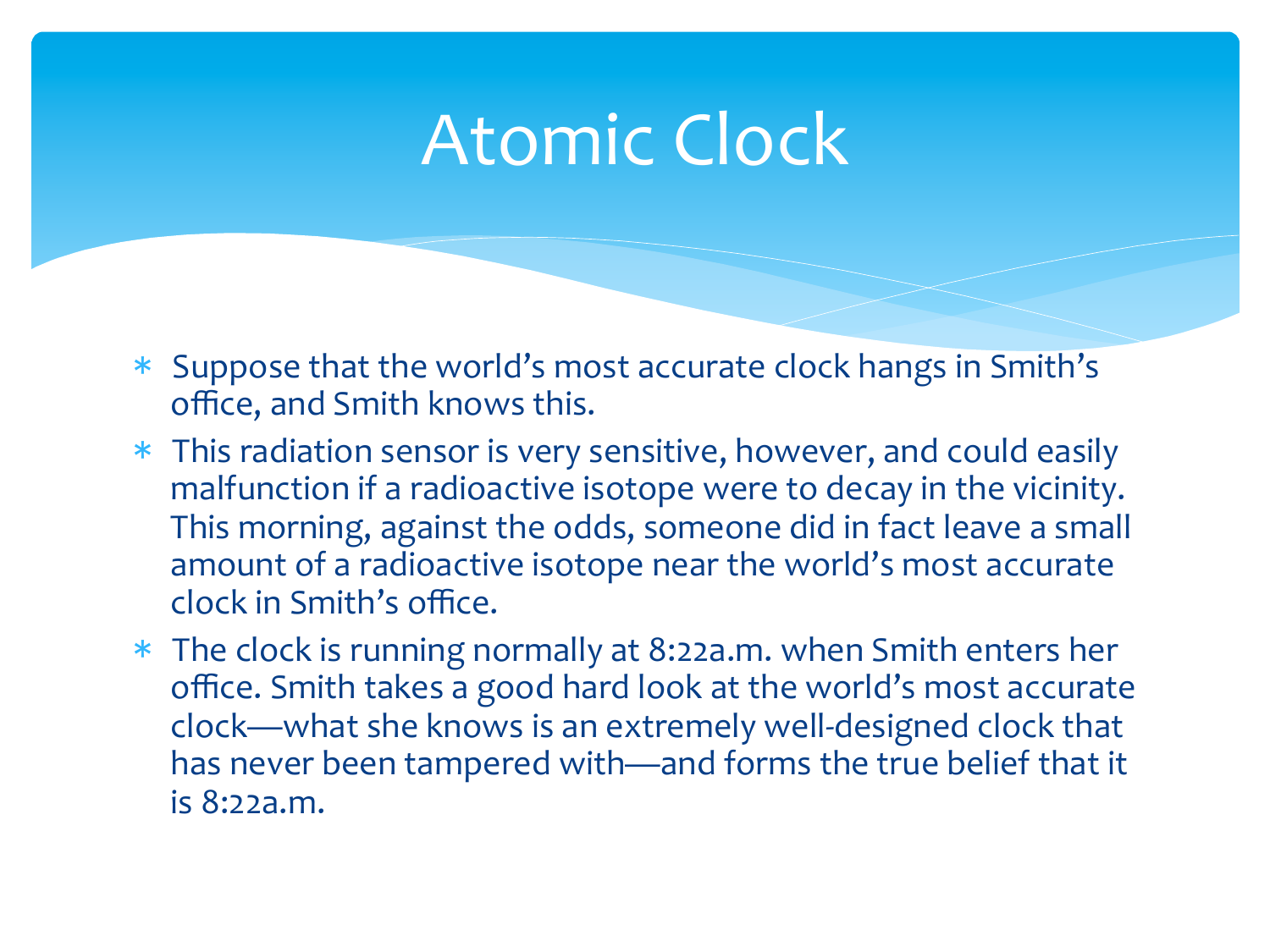# Atomic Clock

* Suppose that the world's most accurate clock hangs in Smith's office, and Smith knows this.
* This radiation sensor is very sensitive, however, and could easily malfunction if a radioactive isotope were to decay in the vicinity. This morning, against the odds, someone did in fact leave a small amount of a radioactive isotope near the world's most accurate clock in Smith's office.
* The clock is running normally at 8:22a.m. when Smith enters her office. Smith takes a good hard look at the world's most accurate clock—what she knows is an extremely well-designed clock that has never been tampered with—and forms the true belief that it is 8:22a.m.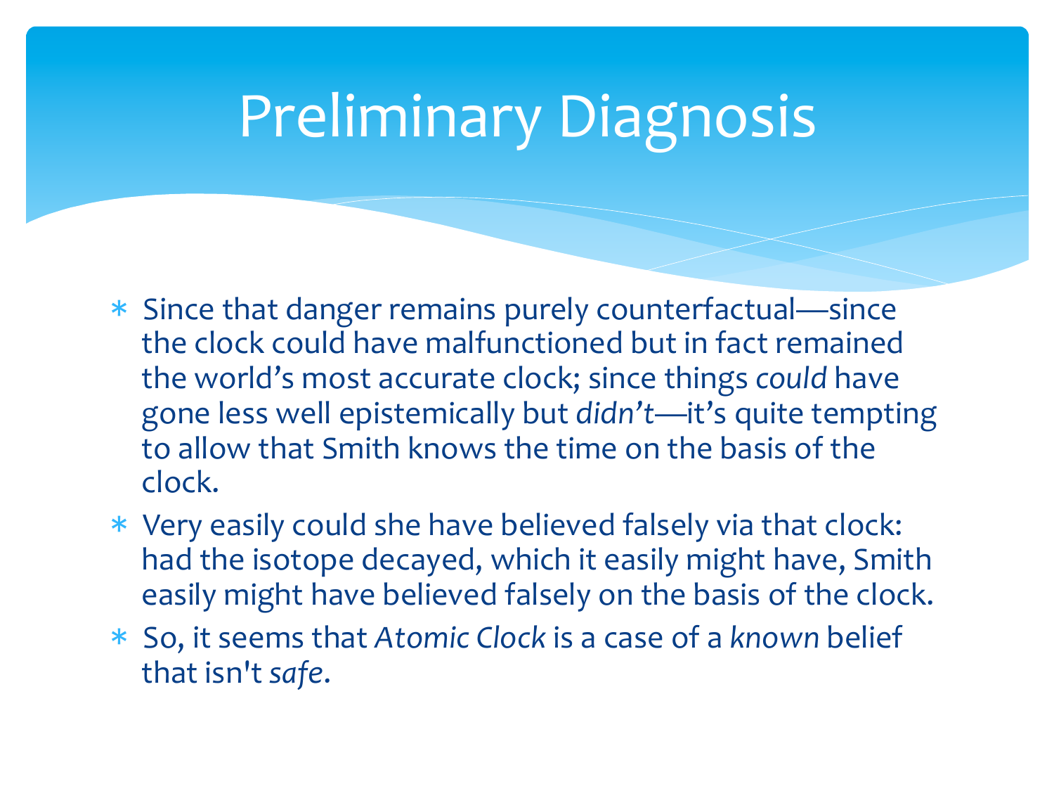# Preliminary Diagnosis

- Since that danger remains purely counterfactual—since the clock could have malfunctioned but in fact remained the world's most accurate clock; since things *could* have gone less well epistemically but *didn't*—it's quite tempting to allow that Smith knows the time on the basis of the clock.
- Very easily could she have believed falsely via that clock: had the isotope decayed, which it easily might have, Smith easily might have believed falsely on the basis of the clock.
- So, it seems that *Atomic Clock* is a case of a *known* belief that isn't *safe*.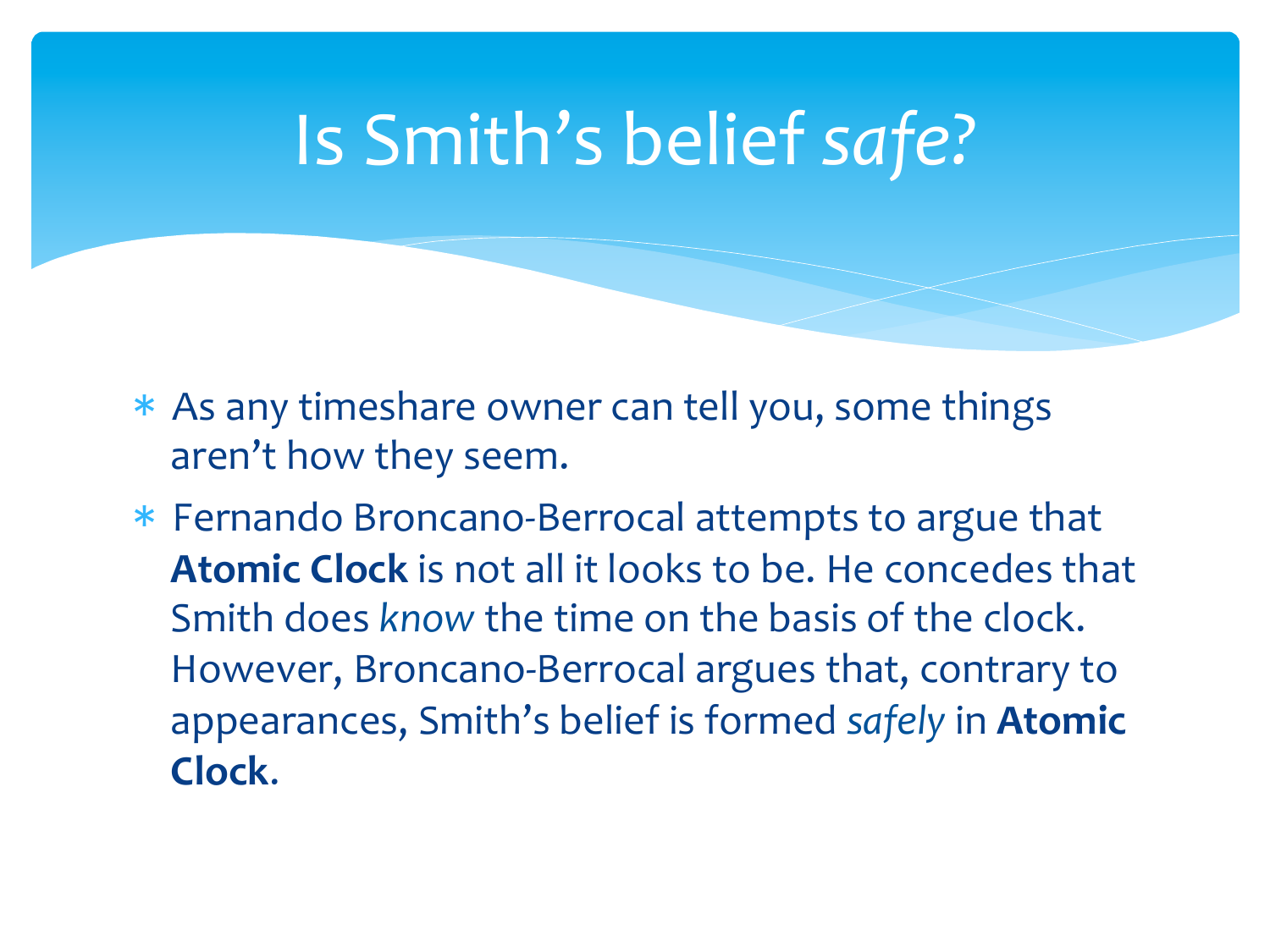# Is Smith's belief *safe*?

* As any timeshare owner can tell you, some things aren't how they seem.
* Fernando Broncano-Berrocal attempts to argue that **Atomic Clock** is not all it looks to be. He concedes that Smith does *know* the time on the basis of the clock. However, Broncano-Berrocal argues that, contrary to appearances, Smith's belief is formed *safely* in **Atomic Clock**.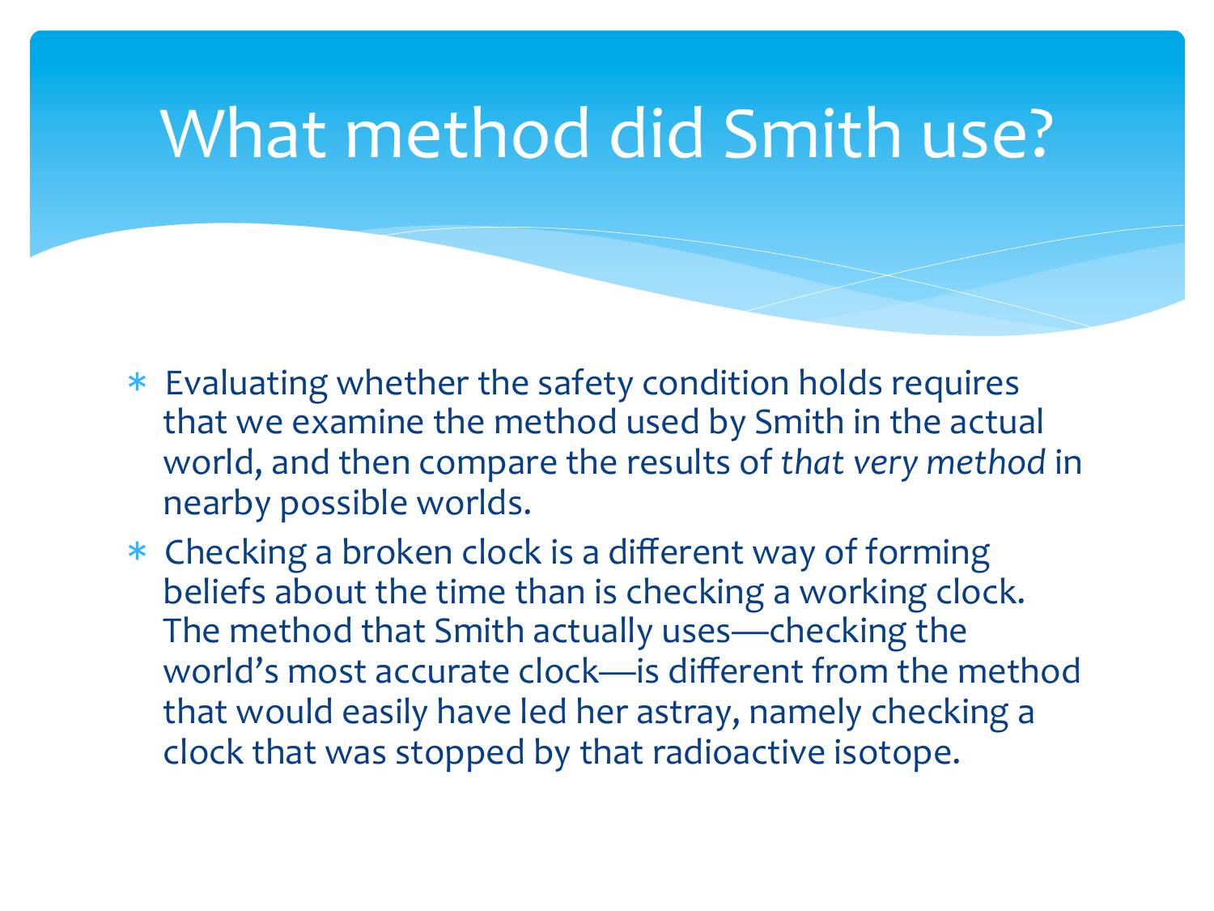# What method did Smith use?

- Evaluating whether the safety condition holds requires that we examine the method used by Smith in the actual world, and then compare the results of *that very method* in nearby possible worlds.
- Checking a broken clock is a different way of forming beliefs about the time than is checking a working clock. The method that Smith actually uses—checking the world's most accurate clock—is different from the method that would easily have led her astray, namely checking a clock that was stopped by that radioactive isotope.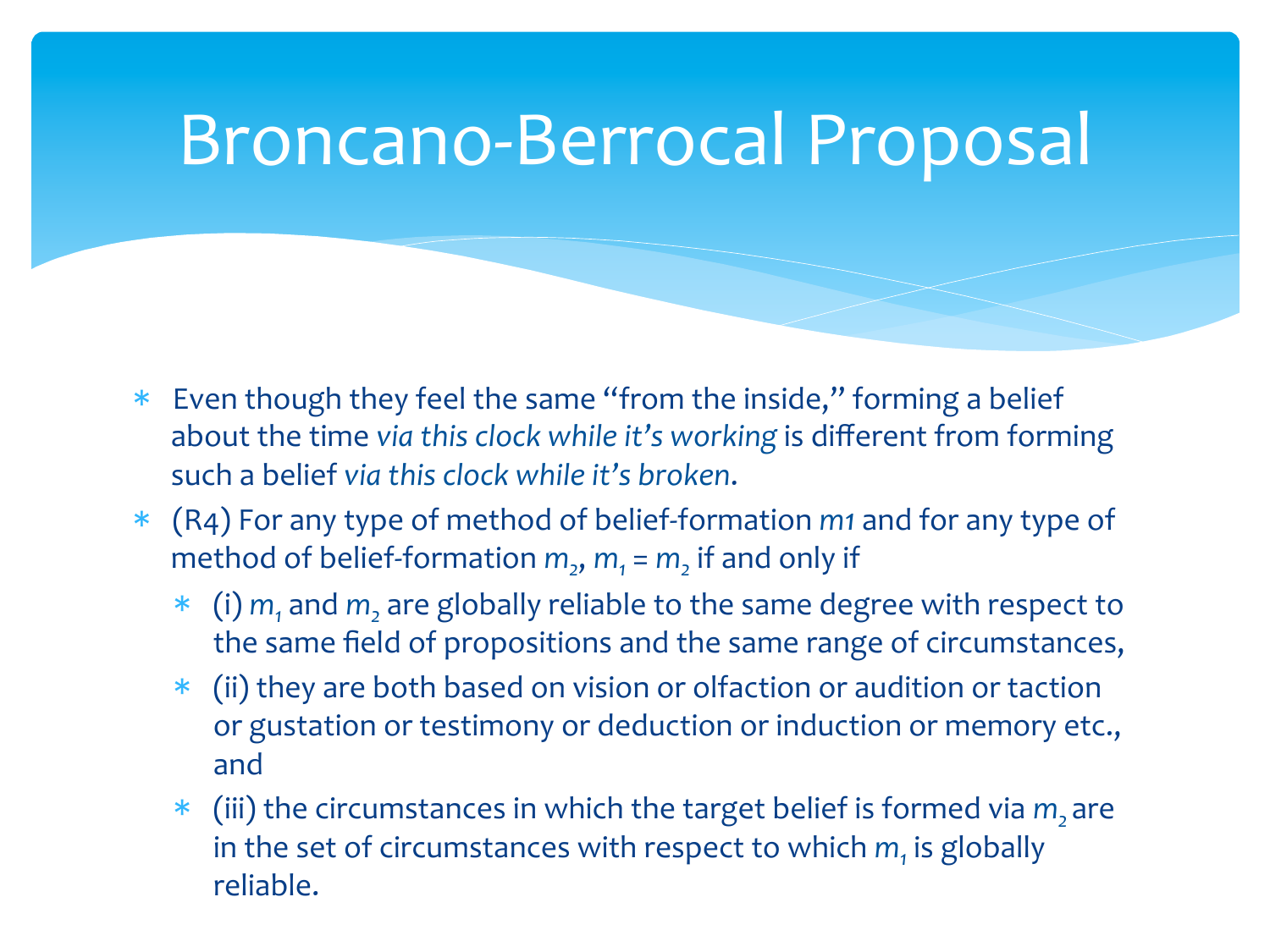# Broncano-Berrocal Proposal

- Even though they feel the same "from the inside," forming a belief about the time *via this clock while it's working* is different from forming such a belief *via this clock while it's broken*.
- (R4) For any type of method of belief-formation *m1* and for any type of method of belief-formation $m_2$, $m_1 = m_2$ if and only if
  - (i) $m_1$ and $m_2$ are globally reliable to the same degree with respect to the same field of propositions and the same range of circumstances,
  - (ii) they are both based on vision or olfaction or audition or taction or gustation or testimony or deduction or induction or memory etc., and
  - (iii) the circumstances in which the target belief is formed via $m_2$ are in the set of circumstances with respect to which $m_1$ is globally reliable.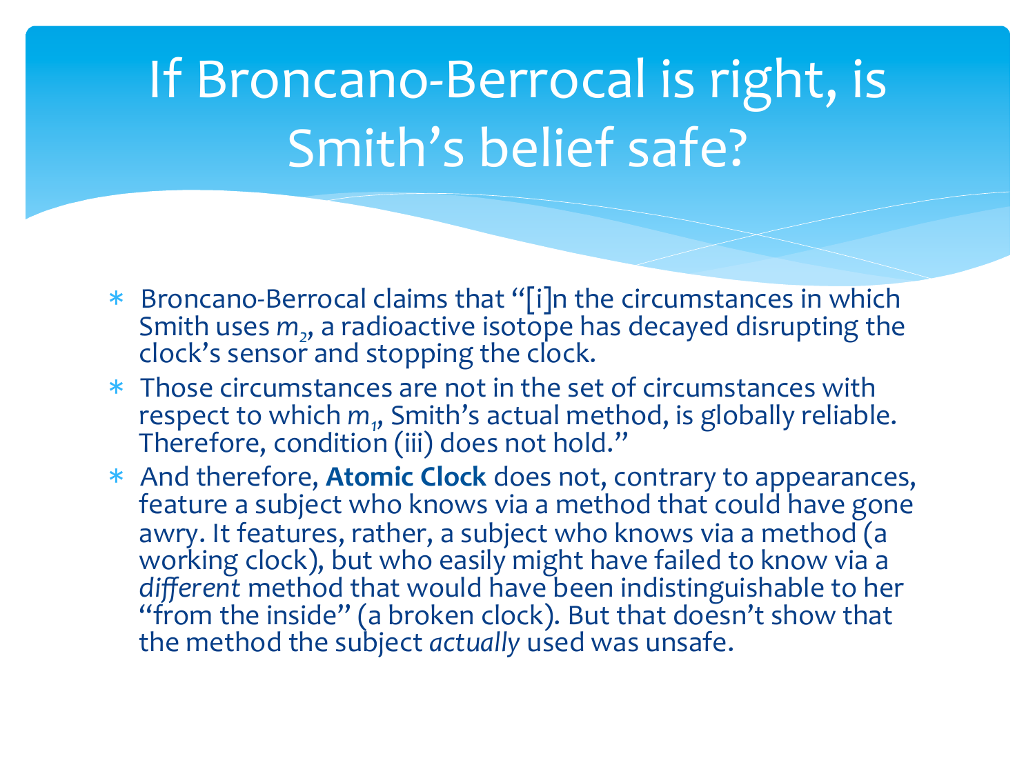# If Broncano-Berrocal is right, is Smith's belief safe?

* Broncano-Berrocal claims that "[i]n the circumstances in which Smith uses $m_2$, a radioactive isotope has decayed disrupting the clock's sensor and stopping the clock.
* Those circumstances are not in the set of circumstances with respect to which $m_1$, Smith's actual method, is globally reliable. Therefore, condition (iii) does not hold."
* And therefore, **Atomic Clock** does not, contrary to appearances, feature a subject who knows via a method that could have gone awry. It features, rather, a subject who knows via a method (a working clock), but who easily might have failed to know via a *different* method that would have been indistinguishable to her "from the inside" (a broken clock). But that doesn't show that the method the subject *actually* used was unsafe.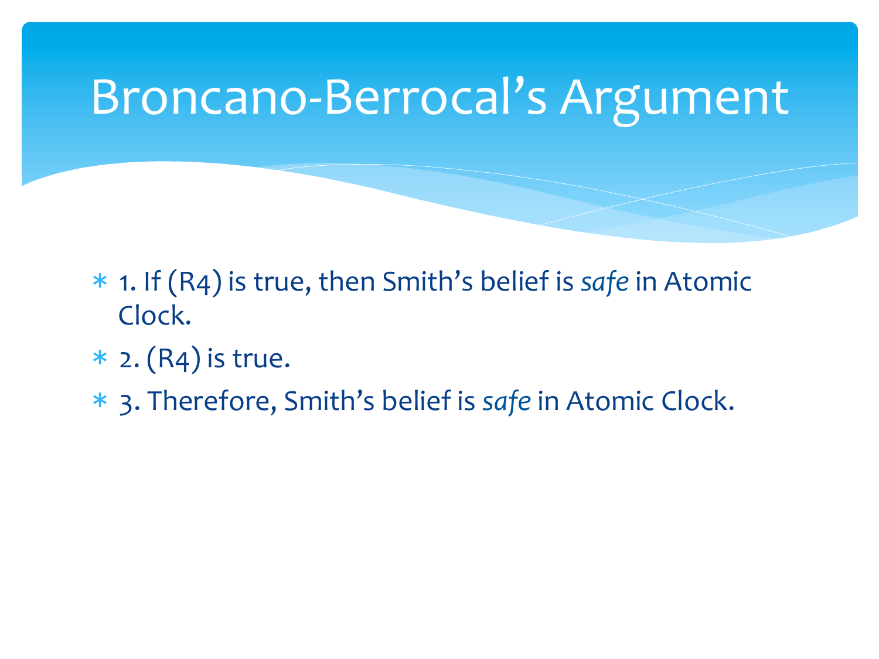# Broncano-Berrocal's Argument

* 1. If (R4) is true, then Smith's belief is *safe* in Atomic Clock.
* 2. (R4) is true.
* 3. Therefore, Smith's belief is *safe* in Atomic Clock.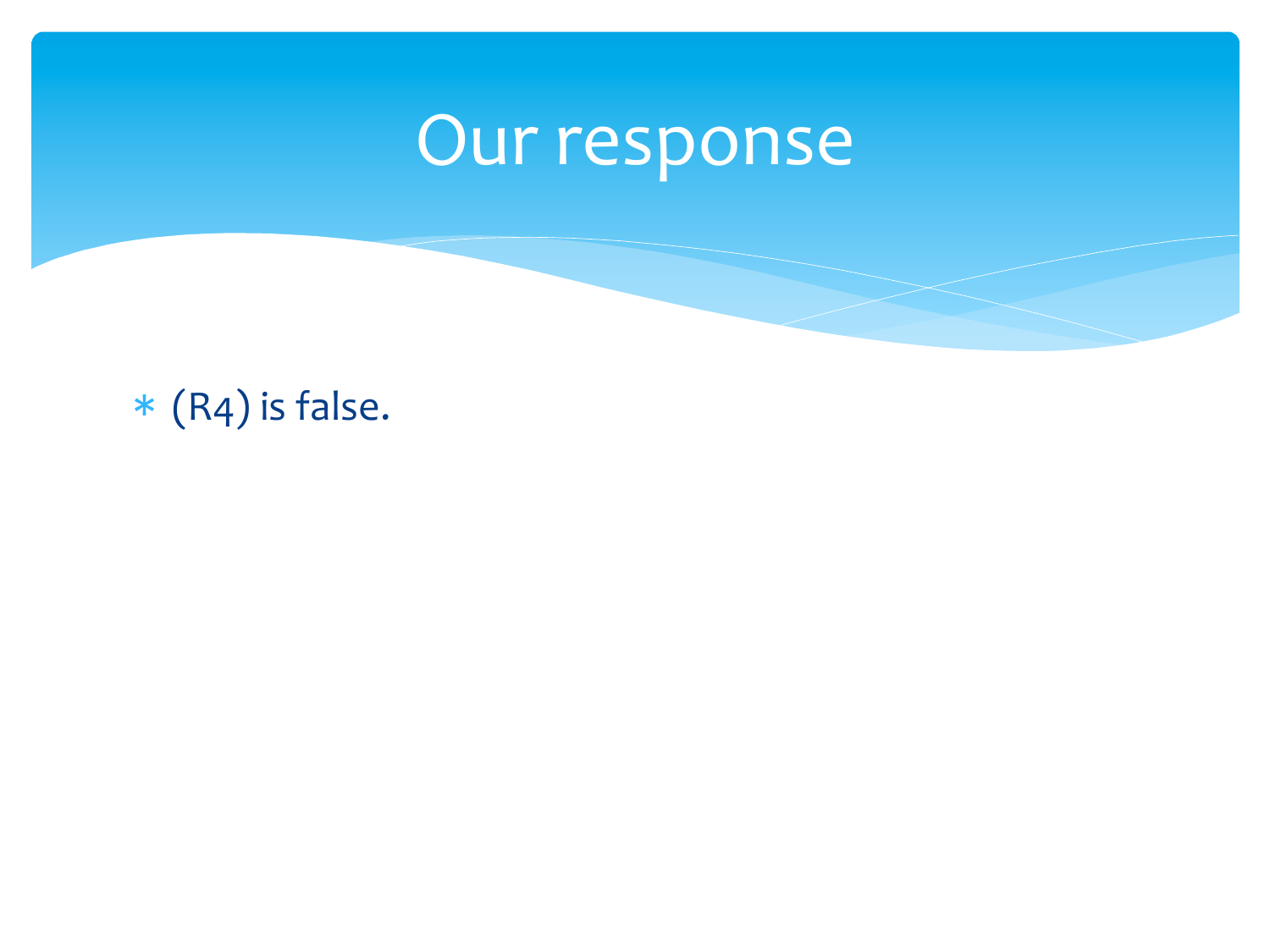# Our response

- (R4) is false.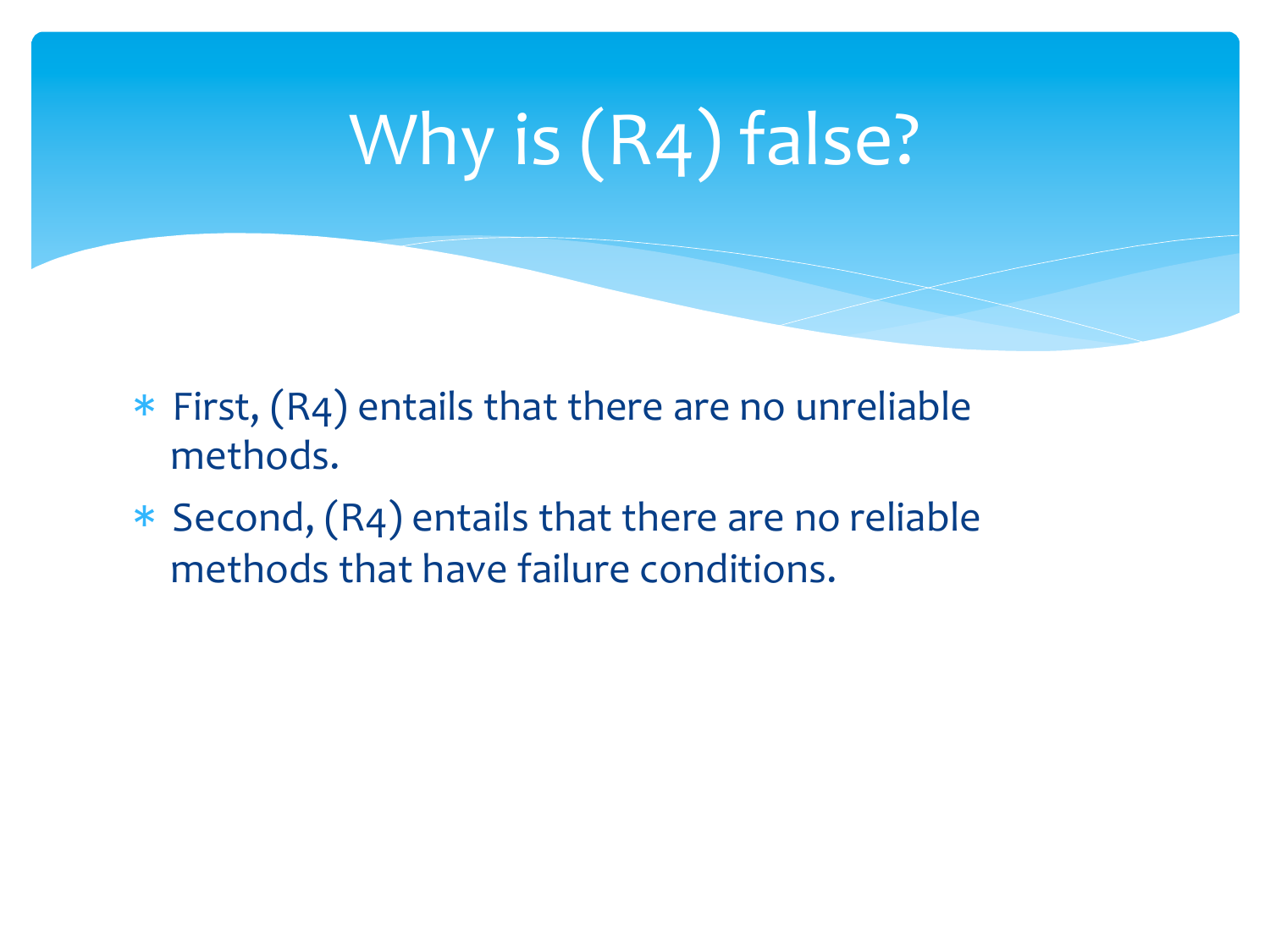# Why is (R4) false?

* First, (R4) entails that there are no unreliable methods.
* Second, (R4) entails that there are no reliable methods that have failure conditions.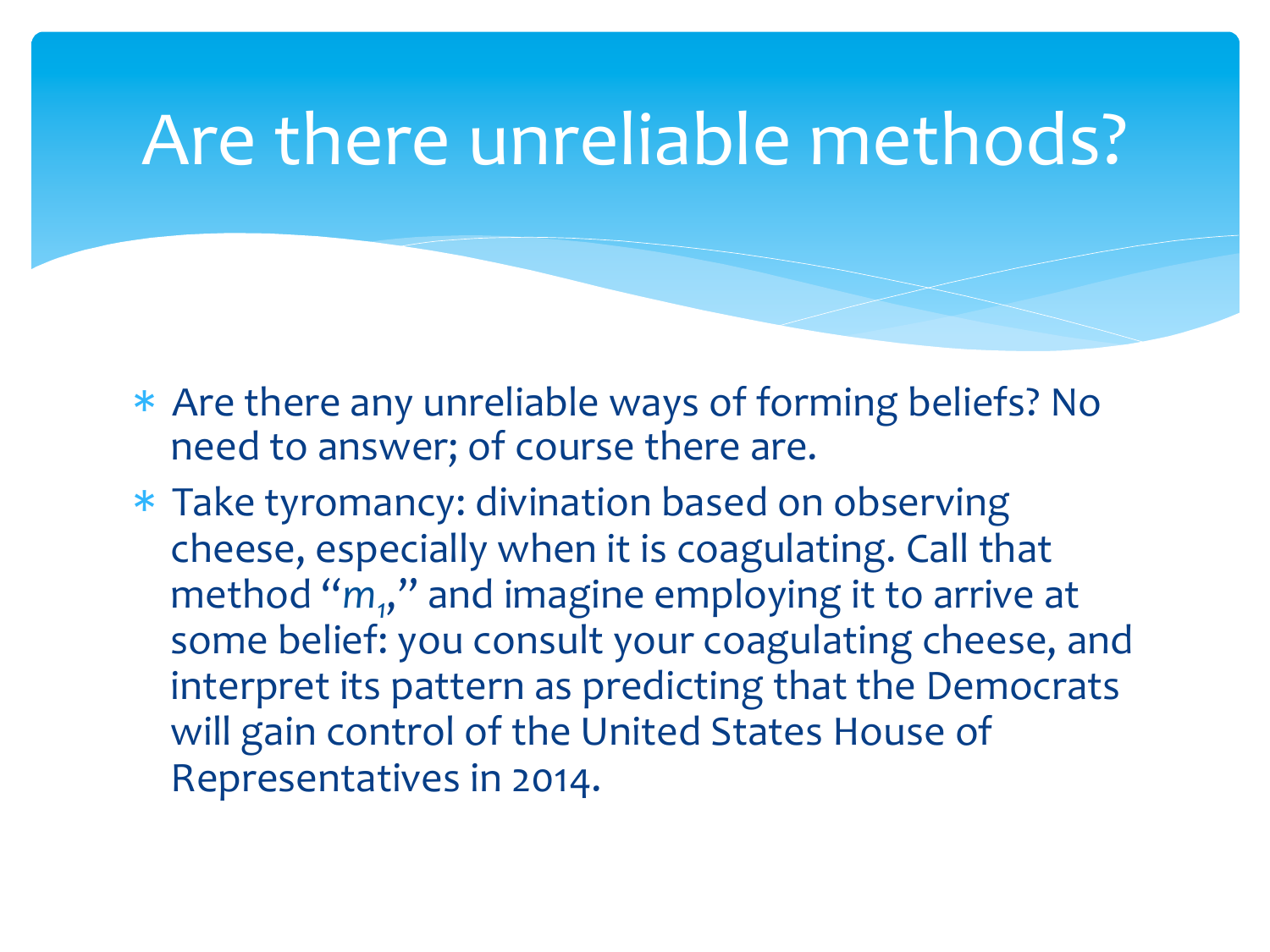# Are there unreliable methods?

- Are there any unreliable ways of forming beliefs? No need to answer; of course there are.
- Take tyromancy: divination based on observing cheese, especially when it is coagulating. Call that method "$m_1$," and imagine employing it to arrive at some belief: you consult your coagulating cheese, and interpret its pattern as predicting that the Democrats will gain control of the United States House of Representatives in 2014.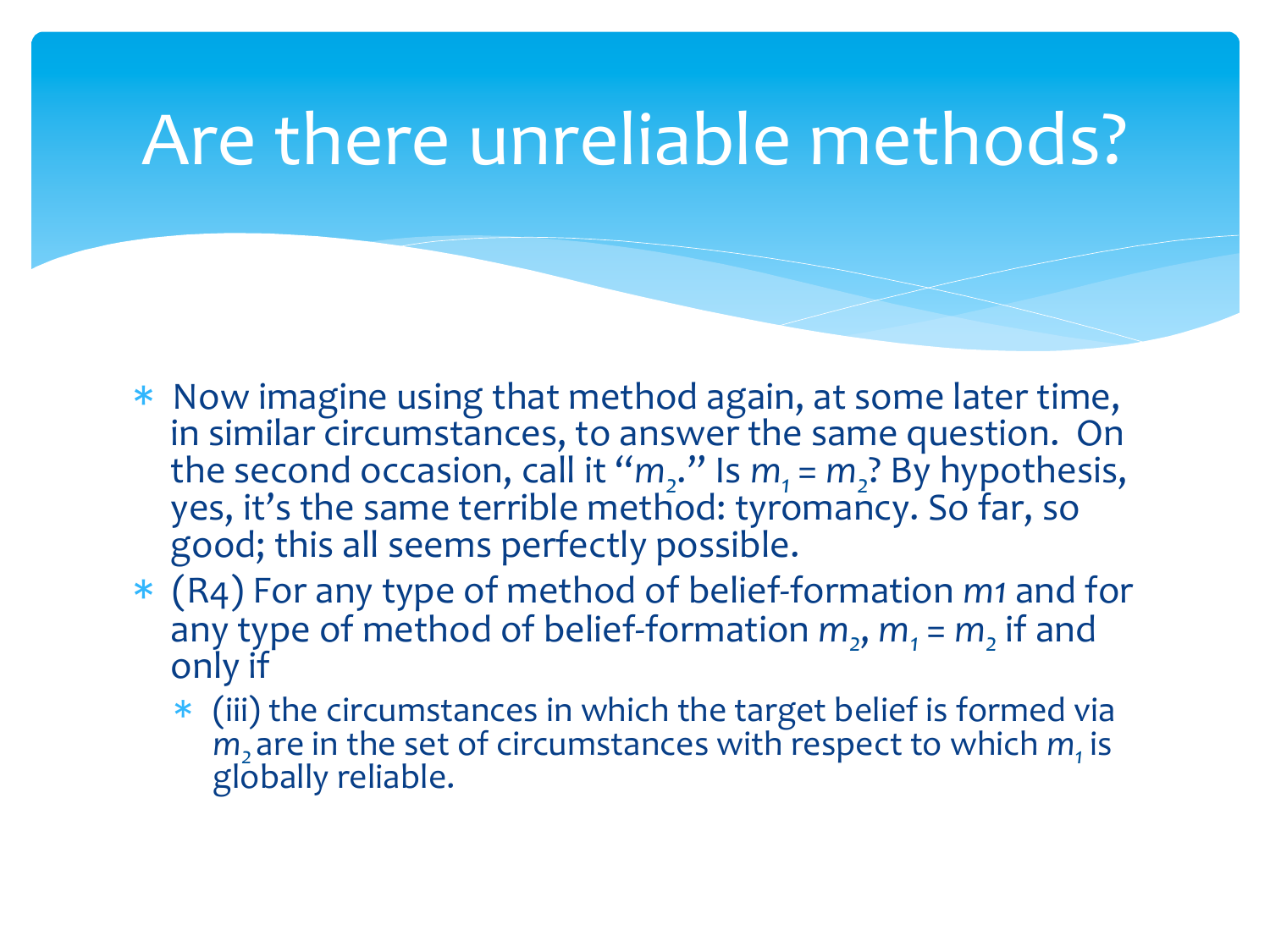# Are there unreliable methods?

- Now imagine using that method again, at some later time, in similar circumstances, to answer the same question. On the second occasion, call it "$m_2$." Is $m_1 = m_2$? By hypothesis, yes, it's the same terrible method: tyromancy. So far, so good; this all seems perfectly possible.
- (R4) For any type of method of belief-formation $m1$ and for any type of method of belief-formation $m_2$, $m_1 = m_2$ if and only if
  - (iii) the circumstances in which the target belief is formed via $m_2$ are in the set of circumstances with respect to which $m_1$ is globally reliable.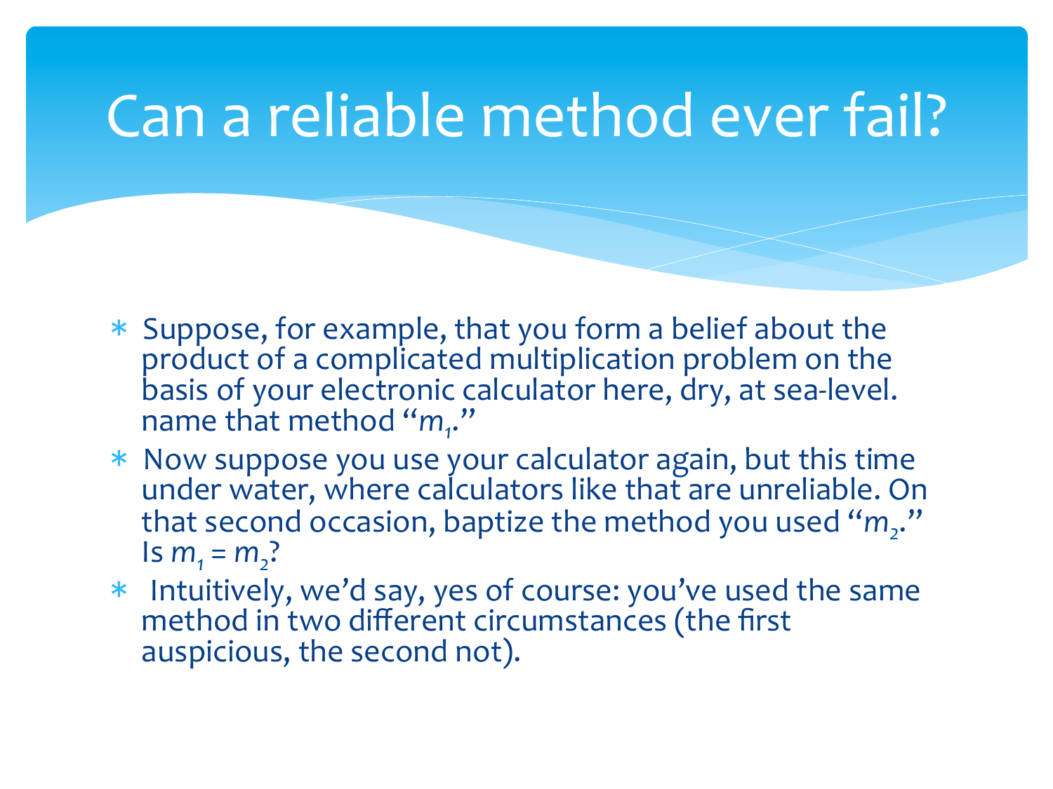# Can a reliable method ever fail?

- Suppose, for example, that you form a belief about the product of a complicated multiplication problem on the basis of your electronic calculator here, dry, at sea-level. name that method "$m_1$."
- Now suppose you use your calculator again, but this time under water, where calculators like that are unreliable. On that second occasion, baptize the method you used "$m_2$." Is $m_1 = m_2$?
- Intuitively, we'd say, yes of course: you've used the same method in two different circumstances (the first auspicious, the second not).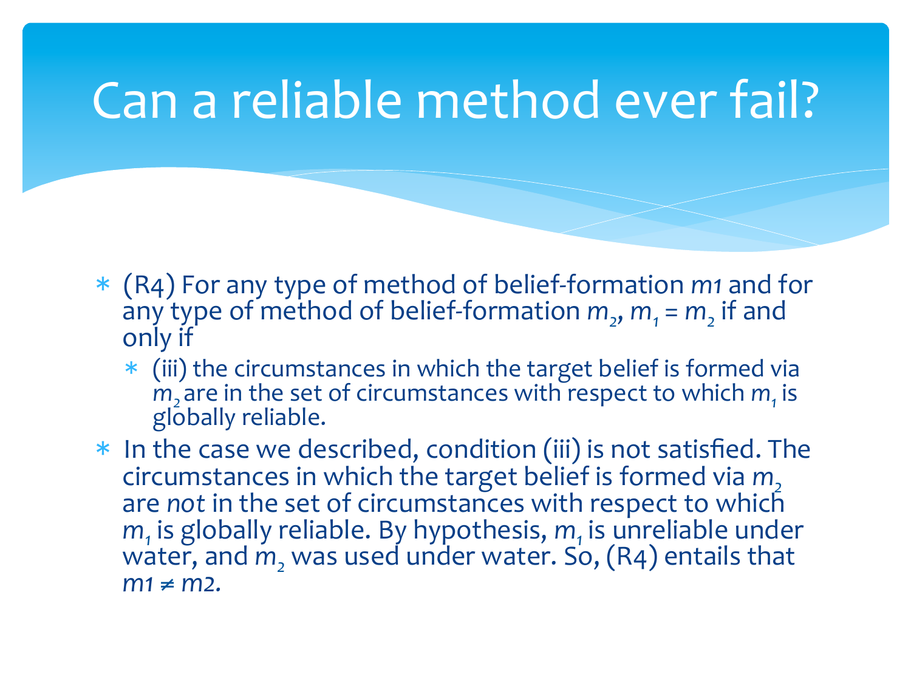# Can a reliable method ever fail?

- (R4) For any type of method of belief-formation $m1$ and for any type of method of belief-formation $m_2$, $m_1 = m_2$ if and only if
  - (iii) the circumstances in which the target belief is formed via $m_2$ are in the set of circumstances with respect to which $m_1$ is globally reliable.
- In the case we described, condition (iii) is not satisfied. The circumstances in which the target belief is formed via $m_2$ are *not* in the set of circumstances with respect to which $m_1$ is globally reliable. By hypothesis, $m_1$ is unreliable under water, and $m_2$ was used under water. So, (R4) entails that $m1 \neq m2$.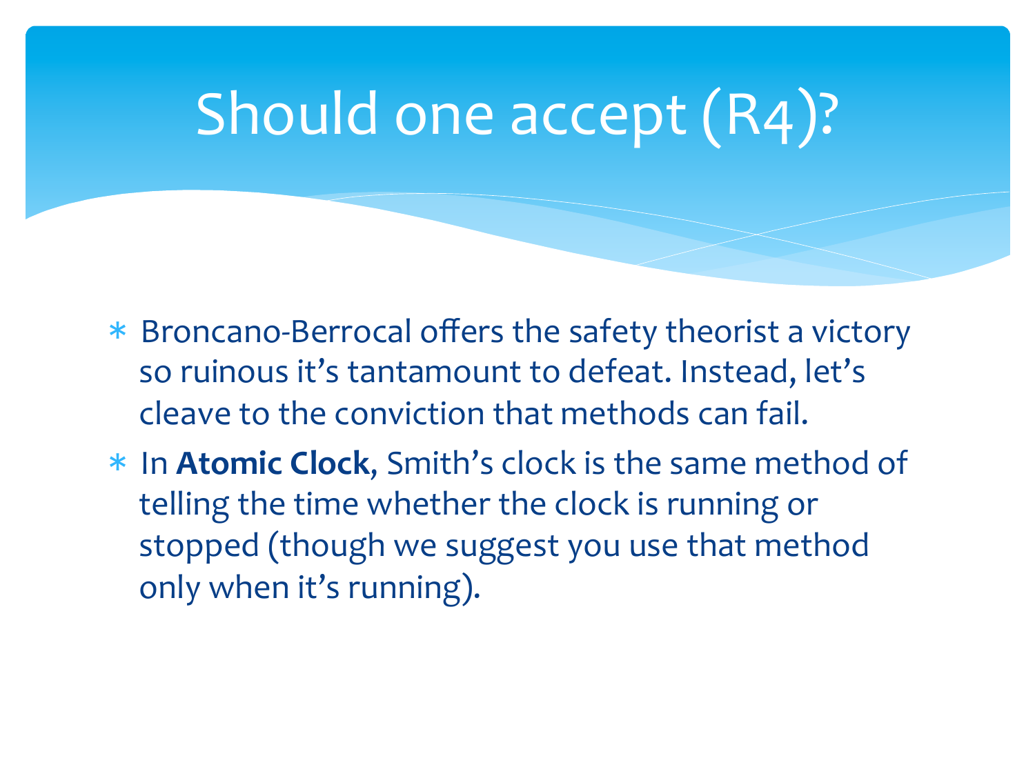# Should one accept (R4)?

* Broncano-Berrocal offers the safety theorist a victory so ruinous it's tantamount to defeat. Instead, let's cleave to the conviction that methods can fail.
* In **Atomic Clock**, Smith's clock is the same method of telling the time whether the clock is running or stopped (though we suggest you use that method only when it's running).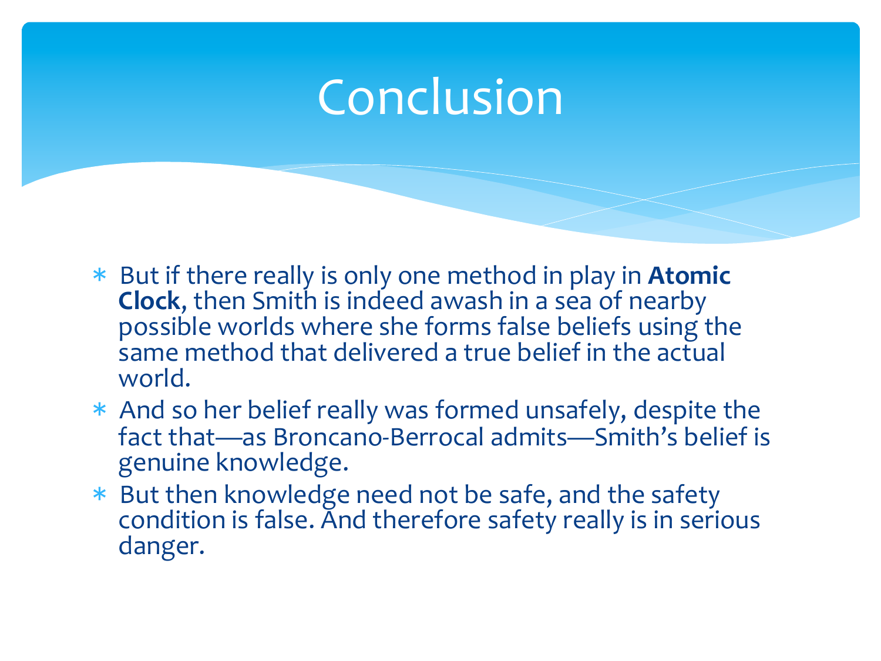# Conclusion

* But if there really is only one method in play in **Atomic Clock**, then Smith is indeed awash in a sea of nearby possible worlds where she forms false beliefs using the same method that delivered a true belief in the actual world.
* And so her belief really was formed unsafely, despite the fact that—as Broncano-Berrocal admits—Smith's belief is genuine knowledge.
* But then knowledge need not be safe, and the safety condition is false. And therefore safety really is in serious danger.